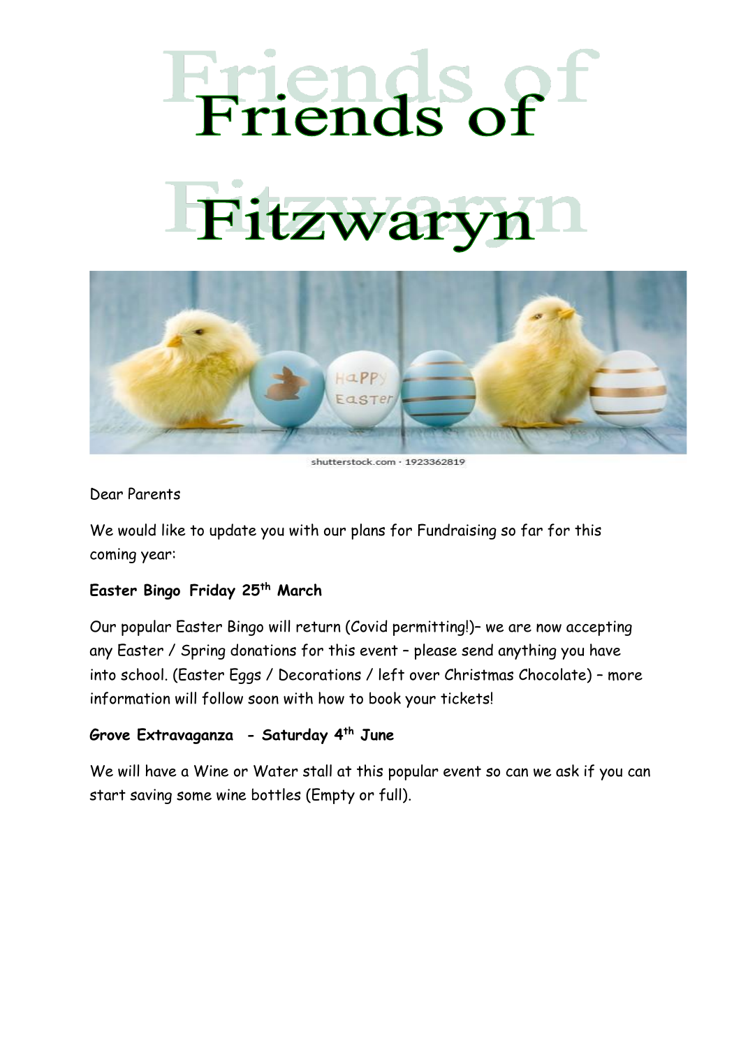# Friends of Fitzwaryn

shutterstock.com · 1923362819

Dear Parents

We would like to update you with our plans for Fundraising so far for this coming year:

**Easter Bingo Friday 25th March**

Our popular Easter Bingo will return (Covid permitting!)– we are now accepting any Easter / Spring donations for this event – please send anything you have into school. (Easter Eggs / Decorations / left over Christmas Chocolate) – more information will follow soon with how to book your tickets!

**Grove Extravaganza - Saturday 4th June**

We will have a Wine or Water stall at this popular event so can we ask if you can start saving some wine bottles (Empty or full).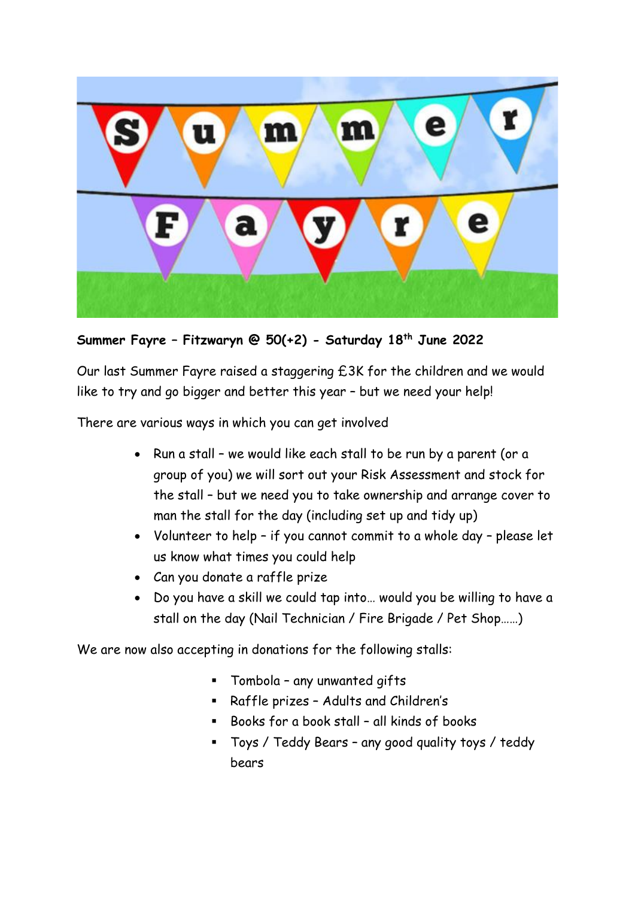**Summer Fayre – Fitzwaryn @ 50(+2) - Saturday 18th June 2022**

Our last Summer Fayre raised a staggering £3K for the children and we would like to try and go bigger and better this year – but we need your help!

There are various ways in which you can get involved

- Run a stall – we would like each stall to be run by a parent (or a group of you) we will sort out your Risk Assessment and stock for the stall – but we need you to take ownership and arrange cover to man the stall for the day (including set up and tidy up)
- Volunteer to help – if you cannot commit to a whole day – please let us know what times you could help
- Can you donate a raffle prize
- Do you have a skill we could tap into… would you be willing to have a stall on the day (Nail Technician / Fire Brigade / Pet Shop……)

We are now also accepting in donations for the following stalls:

- Tombola – any unwanted gifts
- Raffle prizes – Adults and Children's
- Books for a book stall – all kinds of books
- Toys / Teddy Bears – any good quality toys / teddy bears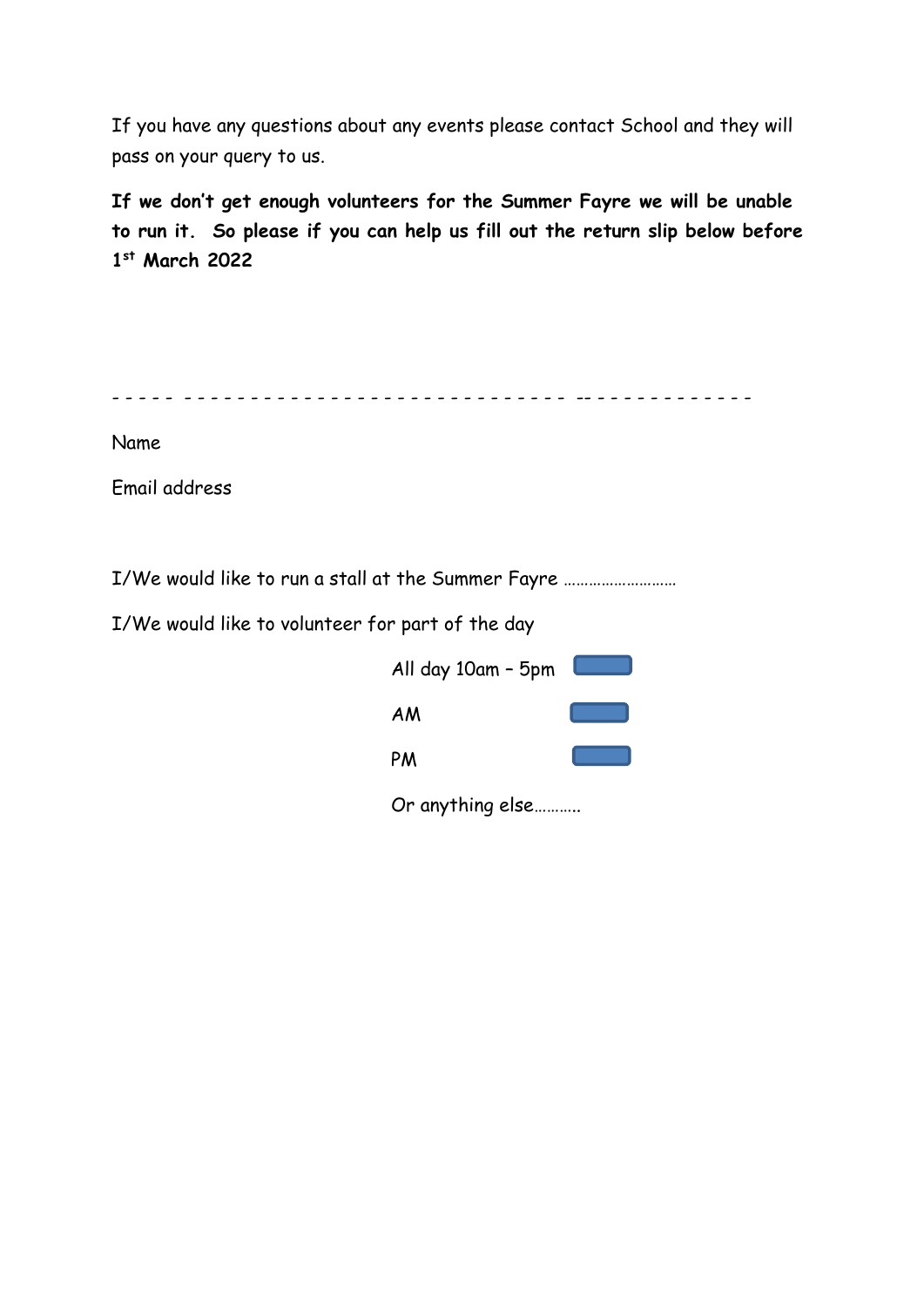If you have any questions about any events please contact School and they will pass on your query to us.

**If we don't get enough volunteers for the Summer Fayre we will be unable to run it. So please if you can help us fill out the return slip below before 1st March 2022**

- - - - - - - - - - - - - - - - - - - - - - - - - - - - - - - - - - - - - - - - - - - - - - -

Name

Email address

I/We would like to run a stall at the Summer Fayre ………………………

I/We would like to volunteer for part of the day

All day 10am – 5pm ☐

AM ☐

PM ☐

Or anything else………..